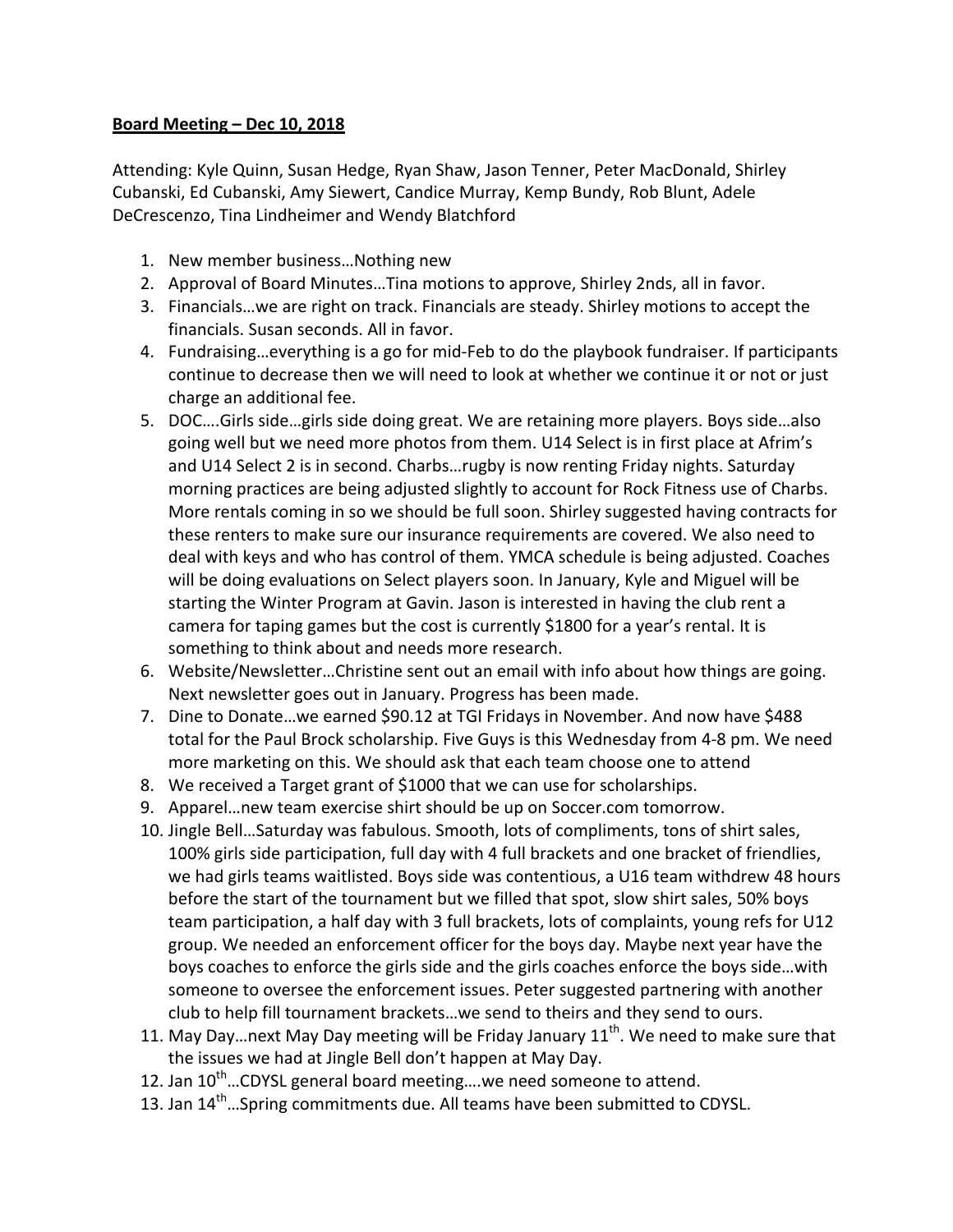**Board Meeting – Dec 10, 2018**

Attending: Kyle Quinn, Susan Hedge, Ryan Shaw, Jason Tenner, Peter MacDonald, Shirley Cubanski, Ed Cubanski, Amy Siewert, Candice Murray, Kemp Bundy, Rob Blunt, Adele DeCrescenzo, Tina Lindheimer and Wendy Blatchford

1. New member business…Nothing new
2. Approval of Board Minutes…Tina motions to approve, Shirley 2nds, all in favor.
3. Financials…we are right on track. Financials are steady. Shirley motions to accept the financials. Susan seconds. All in favor.
4. Fundraising…everything is a go for mid-Feb to do the playbook fundraiser. If participants continue to decrease then we will need to look at whether we continue it or not or just charge an additional fee.
5. DOC….Girls side…girls side doing great. We are retaining more players. Boys side…also going well but we need more photos from them. U14 Select is in first place at Afrim's and U14 Select 2 is in second. Charbs…rugby is now renting Friday nights. Saturday morning practices are being adjusted slightly to account for Rock Fitness use of Charbs. More rentals coming in so we should be full soon. Shirley suggested having contracts for these renters to make sure our insurance requirements are covered. We also need to deal with keys and who has control of them. YMCA schedule is being adjusted. Coaches will be doing evaluations on Select players soon. In January, Kyle and Miguel will be starting the Winter Program at Gavin. Jason is interested in having the club rent a camera for taping games but the cost is currently $1800 for a year's rental. It is something to think about and needs more research.
6. Website/Newsletter…Christine sent out an email with info about how things are going. Next newsletter goes out in January. Progress has been made.
7. Dine to Donate…we earned $90.12 at TGI Fridays in November. And now have $488 total for the Paul Brock scholarship. Five Guys is this Wednesday from 4-8 pm. We need more marketing on this. We should ask that each team choose one to attend
8. We received a Target grant of $1000 that we can use for scholarships.
9. Apparel…new team exercise shirt should be up on Soccer.com tomorrow.
10. Jingle Bell…Saturday was fabulous. Smooth, lots of compliments, tons of shirt sales, 100% girls side participation, full day with 4 full brackets and one bracket of friendlies, we had girls teams waitlisted. Boys side was contentious, a U16 team withdrew 48 hours before the start of the tournament but we filled that spot, slow shirt sales, 50% boys team participation, a half day with 3 full brackets, lots of complaints, young refs for U12 group. We needed an enforcement officer for the boys day. Maybe next year have the boys coaches to enforce the girls side and the girls coaches enforce the boys side…with someone to oversee the enforcement issues. Peter suggested partnering with another club to help fill tournament brackets…we send to theirs and they send to ours.
11. May Day…next May Day meeting will be Friday January 11th. We need to make sure that the issues we had at Jingle Bell don't happen at May Day.
12. Jan 10th…CDYSL general board meeting….we need someone to attend.
13. Jan 14th…Spring commitments due. All teams have been submitted to CDYSL.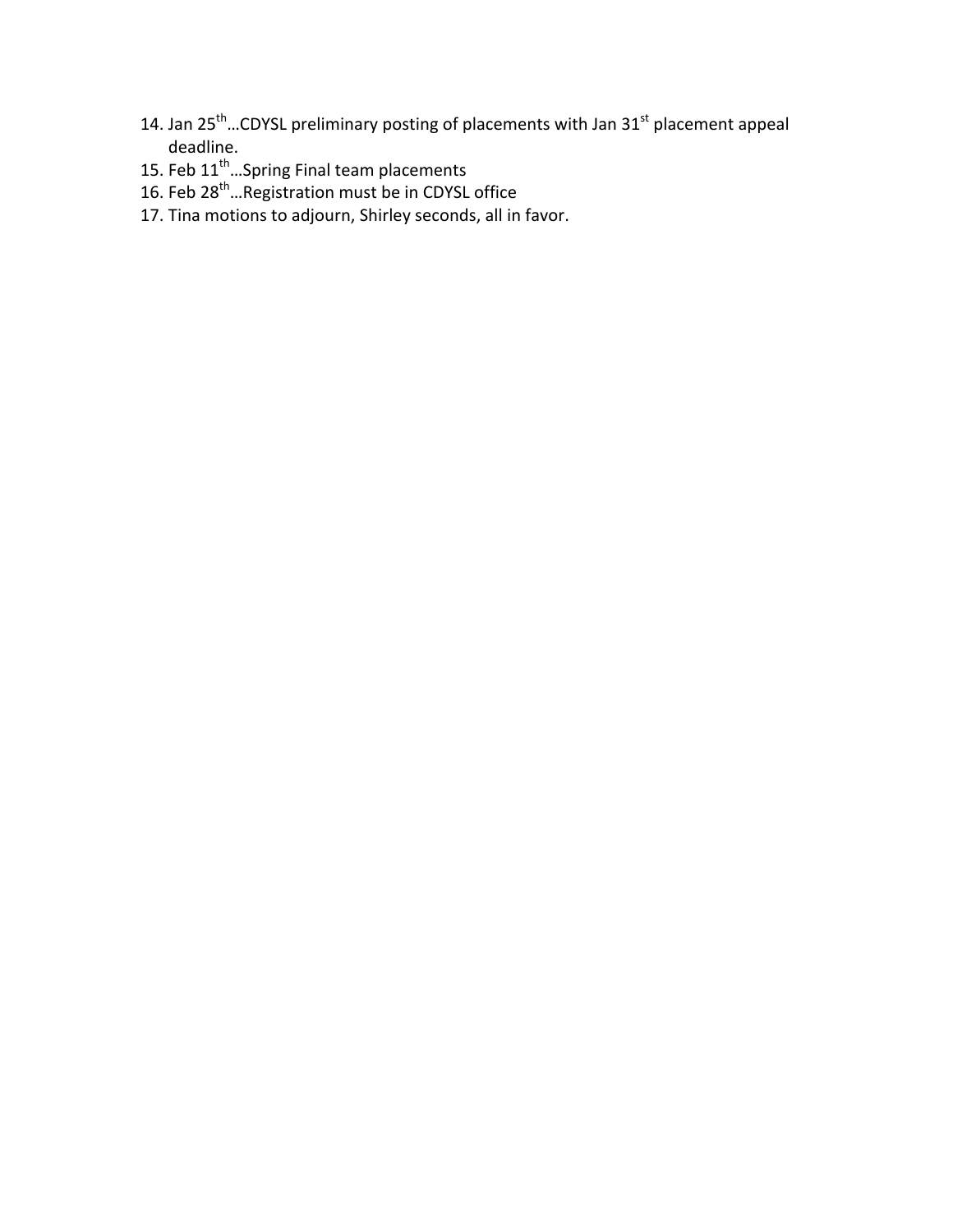14. Jan 25th…CDYSL preliminary posting of placements with Jan 31st placement appeal deadline.
15. Feb 11th…Spring Final team placements
16. Feb 28th…Registration must be in CDYSL office
17. Tina motions to adjourn, Shirley seconds, all in favor.